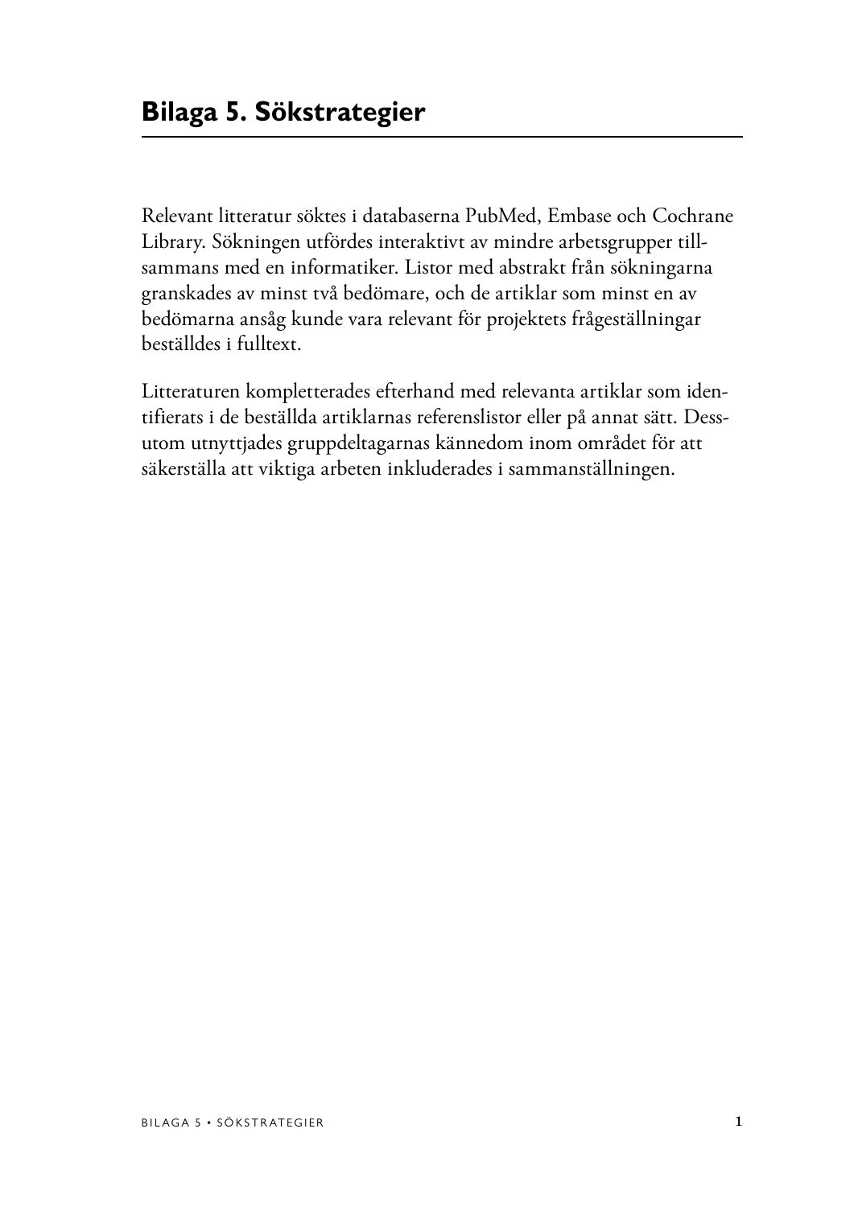# Bilaga 5. Sökstrategier

Relevant litteratur söktes i databaserna PubMed, Embase och Cochrane Library. Sökningen utfördes interaktivt av mindre arbetsgrupper tillsammans med en informatiker. Listor med abstrakt från sökningarna granskades av minst två bedömare, och de artiklar som minst en av bedömarna ansåg kunde vara relevant för projektets frågeställningar beställdes i fulltext.

Litteraturen kompletterades efterhand med relevanta artiklar som identifierats i de beställda artiklarnas referenslistor eller på annat sätt. Dessutom utnyttjades gruppdeltagarnas kännedom inom området för att säkerställa att viktiga arbeten inkluderades i sammanställningen.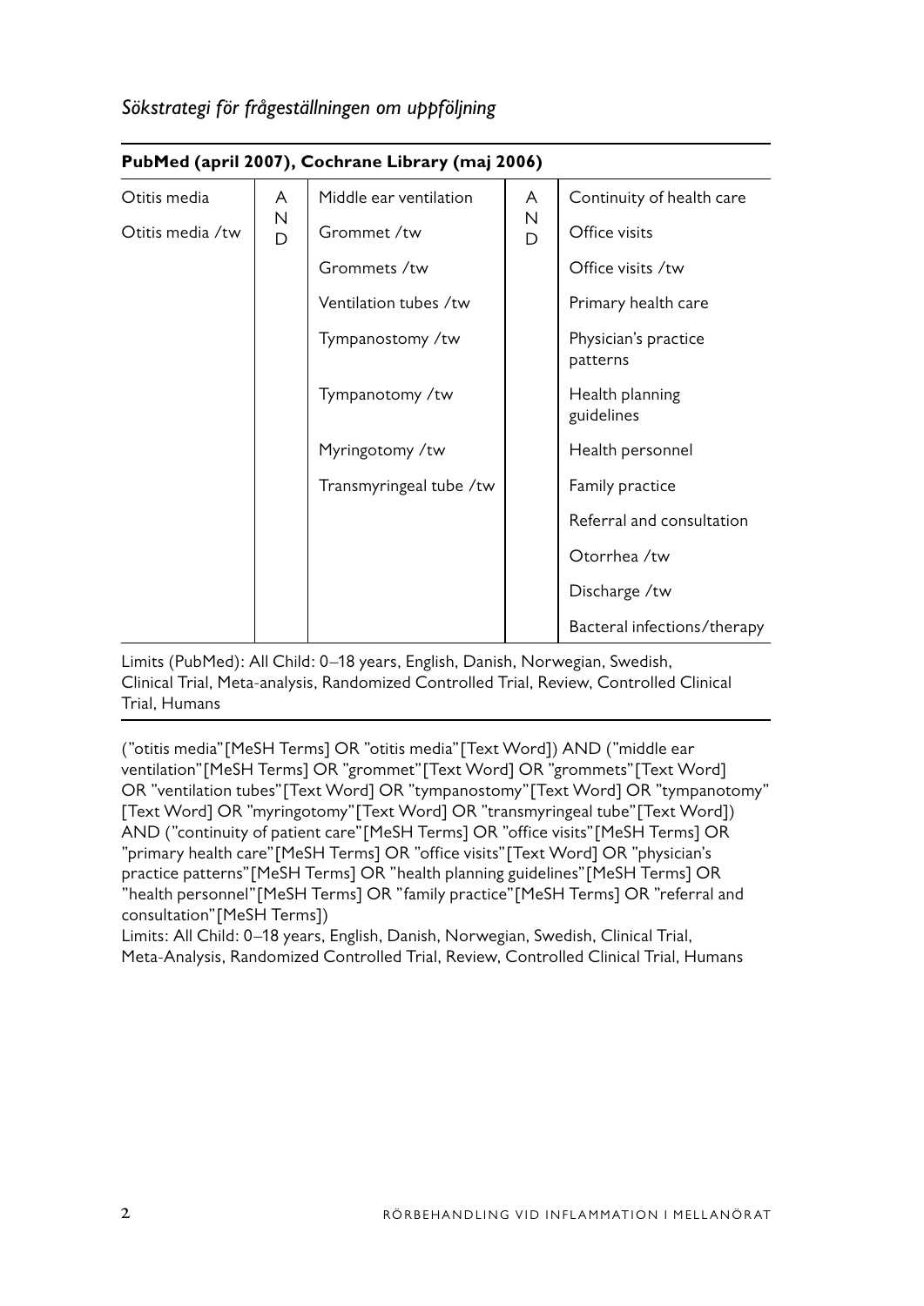*Sökstrategi för frågeställningen om uppföljning*

| **PubMed (april 2007), Cochrane Library (maj 2006)** | | | | |
|---|---|---|---|---|
| Otitis media | AND | Middle ear ventilation | AND | Continuity of health care |
| Otitis media /tw | | Grommet /tw | | Office visits |
| | | Grommets /tw | | Office visits /tw |
| | | Ventilation tubes /tw | | Primary health care |
| | | Tympanostomy /tw | | Physician's practice patterns |
| | | Tympanotomy /tw | | Health planning guidelines |
| | | Myringotomy /tw | | Health personnel |
| | | Transmyringeal tube /tw | | Family practice |
| | | | | Referral and consultation |
| | | | | Otorrhea /tw |
| | | | | Discharge /tw |
| | | | | Bacteral infections/therapy |

Limits (PubMed): All Child: 0–18 years, English, Danish, Norwegian, Swedish, Clinical Trial, Meta-analysis, Randomized Controlled Trial, Review, Controlled Clinical Trial, Humans

("otitis media"[MeSH Terms] OR "otitis media"[Text Word]) AND ("middle ear ventilation"[MeSH Terms] OR "grommet"[Text Word] OR "grommets"[Text Word] OR "ventilation tubes"[Text Word] OR "tympanostomy"[Text Word] OR "tympanotomy" [Text Word] OR "myringotomy"[Text Word] OR "transmyringeal tube"[Text Word]) AND ("continuity of patient care"[MeSH Terms] OR "office visits"[MeSH Terms] OR "primary health care"[MeSH Terms] OR "office visits"[Text Word] OR "physician's practice patterns"[MeSH Terms] OR "health planning guidelines"[MeSH Terms] OR "health personnel"[MeSH Terms] OR "family practice"[MeSH Terms] OR "referral and consultation"[MeSH Terms])
Limits: All Child: 0–18 years, English, Danish, Norwegian, Swedish, Clinical Trial, Meta-Analysis, Randomized Controlled Trial, Review, Controlled Clinical Trial, Humans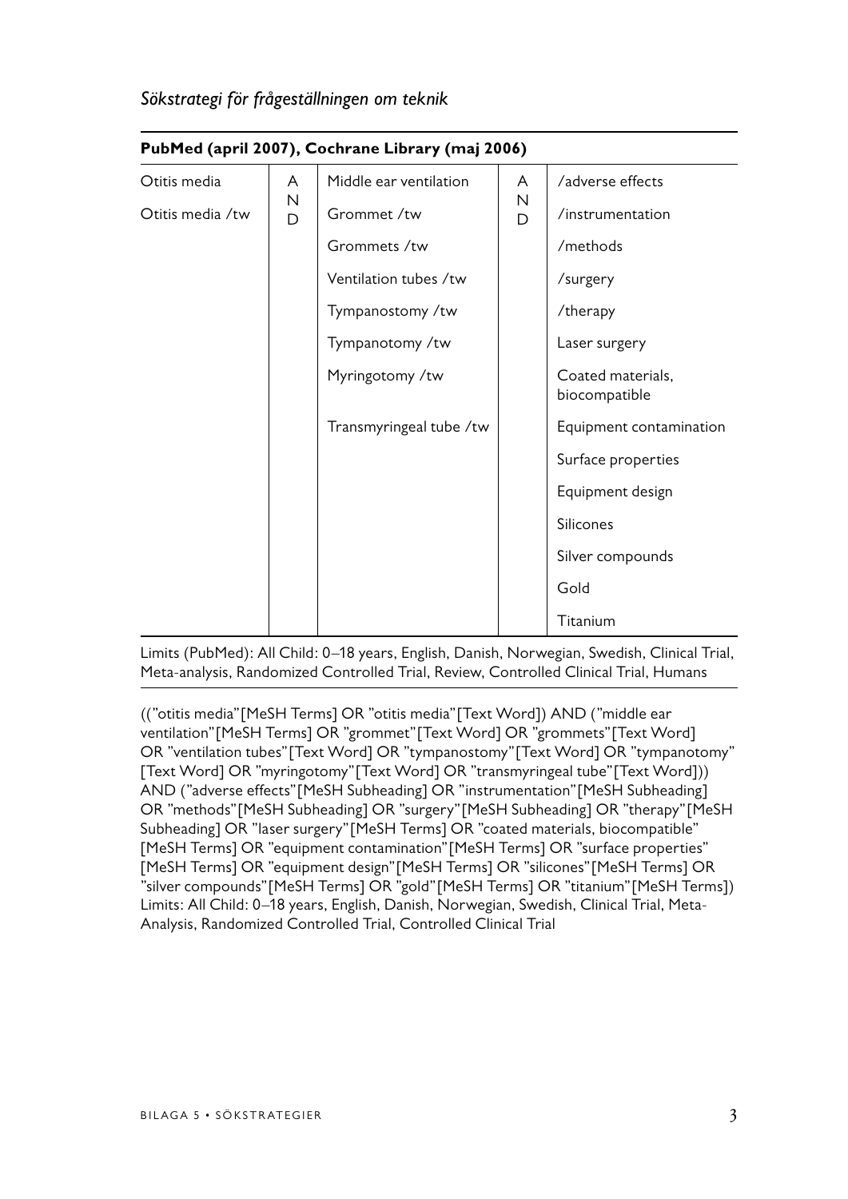*Sökstrategi för frågeställningen om teknik*

| PubMed (april 2007), Cochrane Library (maj 2006) | | | | |
|---|---|---|---|---|
| Otitis media | AND | Middle ear ventilation | AND | /adverse effects |
| Otitis media /tw | | Grommet /tw | | /instrumentation |
| | | Grommets /tw | | /methods |
| | | Ventilation tubes /tw | | /surgery |
| | | Tympanostomy /tw | | /therapy |
| | | Tympanotomy /tw | | Laser surgery |
| | | Myringotomy /tw | | Coated materials, biocompatible |
| | | Transmyringeal tube /tw | | Equipment contamination |
| | | | | Surface properties |
| | | | | Equipment design |
| | | | | Silicones |
| | | | | Silver compounds |
| | | | | Gold |
| | | | | Titanium |

Limits (PubMed): All Child: 0–18 years, English, Danish, Norwegian, Swedish, Clinical Trial, Meta-analysis, Randomized Controlled Trial, Review, Controlled Clinical Trial, Humans

((”otitis media”[MeSH Terms] OR ”otitis media”[Text Word]) AND (”middle ear ventilation”[MeSH Terms] OR ”grommet”[Text Word] OR ”grommets”[Text Word] OR ”ventilation tubes”[Text Word] OR ”tympanostomy”[Text Word] OR ”tympanotomy” [Text Word] OR ”myringotomy”[Text Word] OR ”transmyringeal tube”[Text Word])) AND (”adverse effects”[MeSH Subheading] OR ”instrumentation”[MeSH Subheading] OR ”methods”[MeSH Subheading] OR ”surgery”[MeSH Subheading] OR ”therapy”[MeSH Subheading] OR ”laser surgery”[MeSH Terms] OR ”coated materials, biocompatible” [MeSH Terms] OR ”equipment contamination”[MeSH Terms] OR ”surface properties” [MeSH Terms] OR ”equipment design”[MeSH Terms] OR ”silicones”[MeSH Terms] OR ”silver compounds”[MeSH Terms] OR ”gold”[MeSH Terms] OR ”titanium”[MeSH Terms]) Limits: All Child: 0–18 years, English, Danish, Norwegian, Swedish, Clinical Trial, Meta-Analysis, Randomized Controlled Trial, Controlled Clinical Trial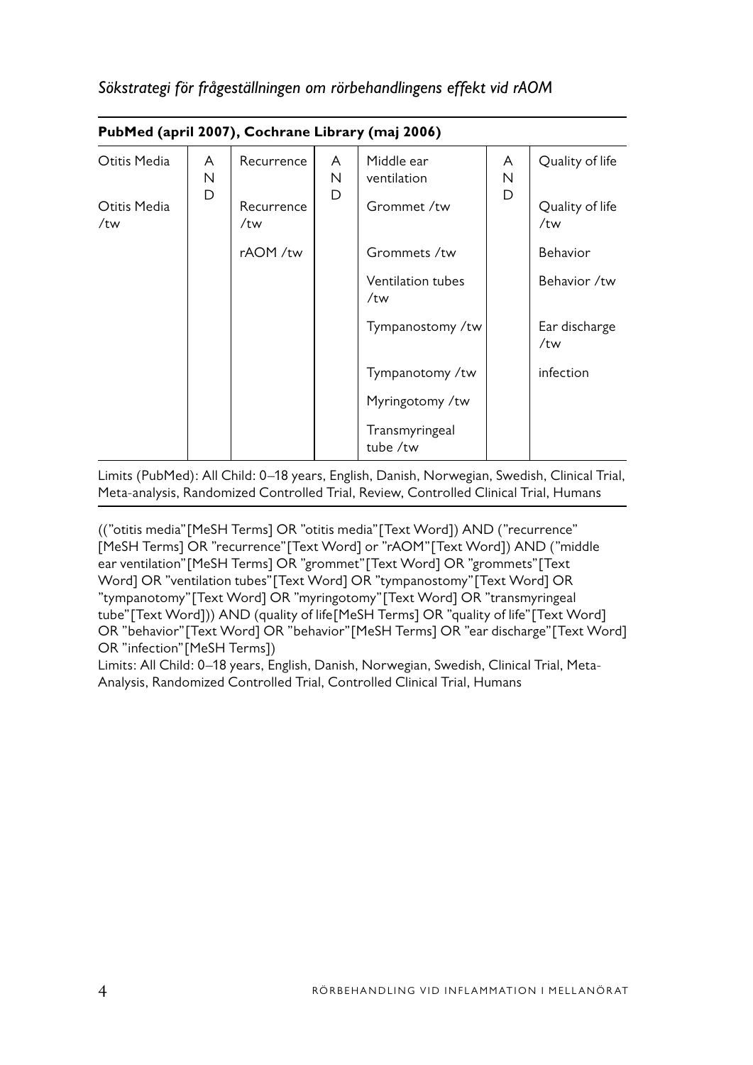*Sökstrategi för frågeställningen om rörbehandlingens effekt vid rAOM*

| **PubMed (april 2007), Cochrane Library (maj 2006)** | | | | | | |
|---|---|---|---|---|---|---|
| Otitis Media | AND | Recurrence | AND | Middle ear ventilation | AND | Quality of life |
| Otitis Media /tw | | Recurrence /tw | | Grommet /tw | | Quality of life /tw |
| | | rAOM /tw | | Grommets /tw | | Behavior |
| | | | | Ventilation tubes /tw | | Behavior /tw |
| | | | | Tympanostomy /tw | | Ear discharge /tw |
| | | | | Tympanotomy /tw | | infection |
| | | | | Myringotomy /tw | | |
| | | | | Transmyringeal tube /tw | | |

Limits (PubMed): All Child: 0–18 years, English, Danish, Norwegian, Swedish, Clinical Trial, Meta-analysis, Randomized Controlled Trial, Review, Controlled Clinical Trial, Humans

((”otitis media”[MeSH Terms] OR ”otitis media”[Text Word]) AND (”recurrence” [MeSH Terms] OR ”recurrence”[Text Word] or ”rAOM”[Text Word]) AND (”middle ear ventilation”[MeSH Terms] OR ”grommet”[Text Word] OR ”grommets”[Text Word] OR ”ventilation tubes”[Text Word] OR ”tympanostomy”[Text Word] OR ”tympanotomy”[Text Word] OR ”myringotomy”[Text Word] OR ”transmyringeal tube”[Text Word])) AND (quality of life[MeSH Terms] OR ”quality of life”[Text Word] OR ”behavior”[Text Word] OR ”behavior”[MeSH Terms] OR ”ear discharge”[Text Word] OR ”infection”[MeSH Terms])
Limits: All Child: 0–18 years, English, Danish, Norwegian, Swedish, Clinical Trial, Meta-Analysis, Randomized Controlled Trial, Controlled Clinical Trial, Humans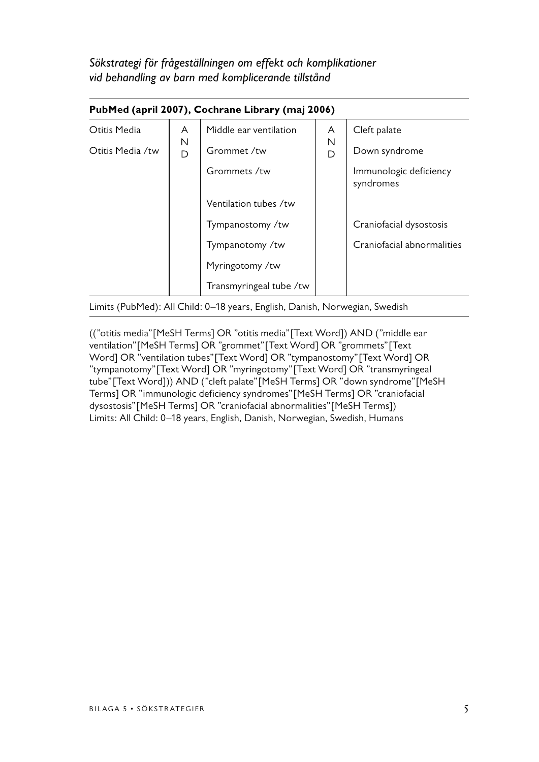*Sökstrategi för frågeställningen om effekt och komplikationer vid behandling av barn med komplicerande tillstånd*

| PubMed (april 2007), Cochrane Library (maj 2006) | | | | |
|---|---|---|---|---|
| Otitis Media | AND | Middle ear ventilation | AND | Cleft palate |
| Otitis Media /tw | | Grommet /tw | | Down syndrome |
| | | Grommets /tw | | Immunologic deficiency syndromes |
| | | Ventilation tubes /tw | | |
| | | Tympanostomy /tw | | Craniofacial dysostosis |
| | | Tympanotomy /tw | | Craniofacial abnormalities |
| | | Myringotomy /tw | | |
| | | Transmyringeal tube /tw | | |

Limits (PubMed): All Child: 0–18 years, English, Danish, Norwegian, Swedish

((”otitis media”[MeSH Terms] OR ”otitis media”[Text Word]) AND (”middle ear ventilation”[MeSH Terms] OR ”grommet”[Text Word] OR ”grommets”[Text Word] OR ”ventilation tubes”[Text Word] OR ”tympanostomy”[Text Word] OR ”tympanotomy”[Text Word] OR ”myringotomy”[Text Word] OR ”transmyringeal tube”[Text Word])) AND (”cleft palate”[MeSH Terms] OR ”down syndrome”[MeSH Terms] OR ”immunologic deficiency syndromes”[MeSH Terms] OR ”craniofacial dysostosis”[MeSH Terms] OR ”craniofacial abnormalities”[MeSH Terms])
Limits: All Child: 0–18 years, English, Danish, Norwegian, Swedish, Humans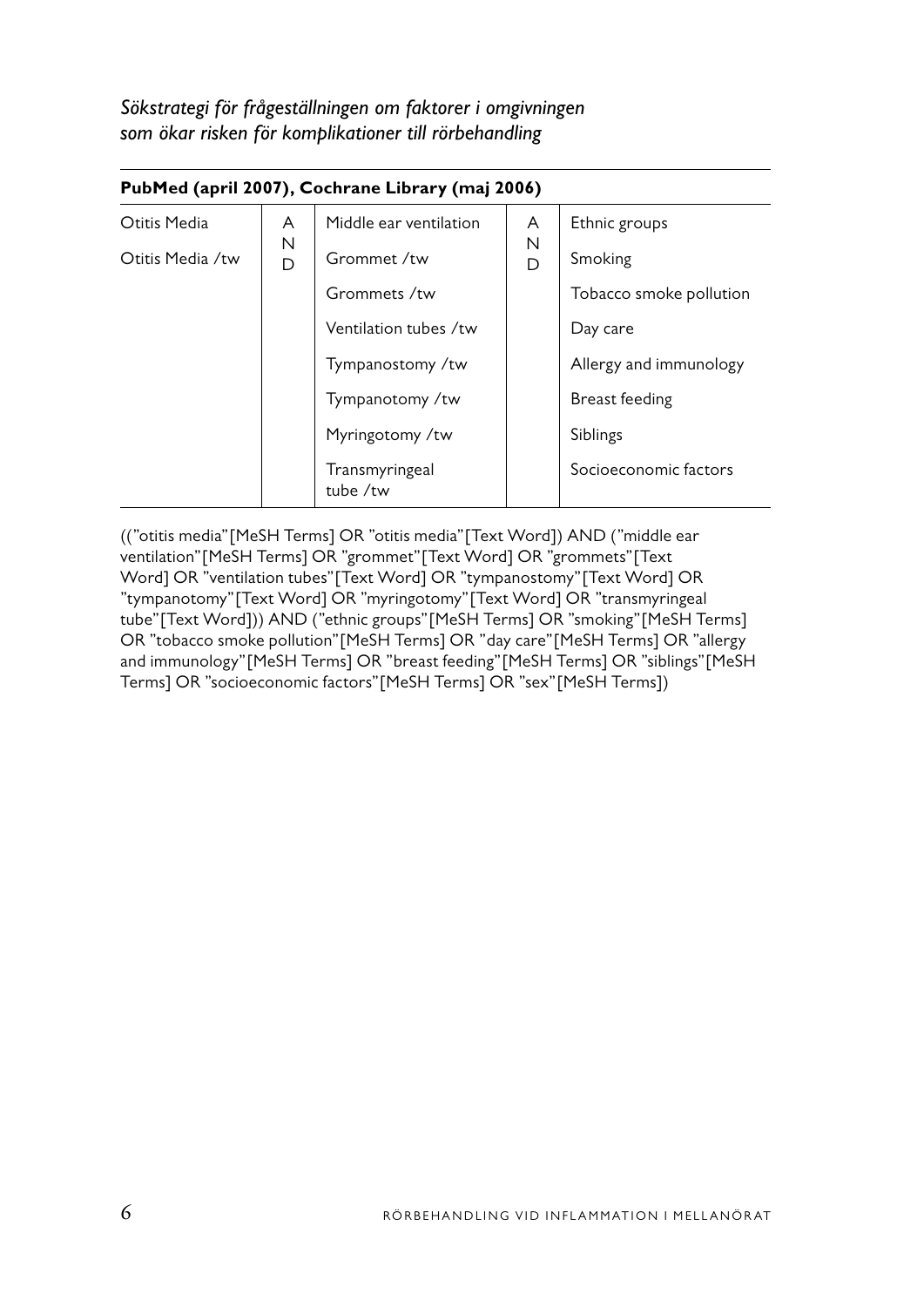*Sökstrategi för frågeställningen om faktorer i omgivningen som ökar risken för komplikationer till rörbehandling*

| **PubMed (april 2007), Cochrane Library (maj 2006)** | | | | |
|---|---|---|---|---|
| Otitis Media | AND | Middle ear ventilation | AND | Ethnic groups |
| Otitis Media /tw | | Grommet /tw | | Smoking |
| | | Grommets /tw | | Tobacco smoke pollution |
| | | Ventilation tubes /tw | | Day care |
| | | Tympanostomy /tw | | Allergy and immunology |
| | | Tympanotomy /tw | | Breast feeding |
| | | Myringotomy /tw | | Siblings |
| | | Transmyringeal tube /tw | | Socioeconomic factors |

((”otitis media”[MeSH Terms] OR ”otitis media”[Text Word]) AND (”middle ear ventilation”[MeSH Terms] OR ”grommet”[Text Word] OR ”grommets”[Text Word] OR ”ventilation tubes”[Text Word] OR ”tympanostomy”[Text Word] OR ”tympanotomy”[Text Word] OR ”myringotomy”[Text Word] OR ”transmyringeal tube”[Text Word])) AND (”ethnic groups”[MeSH Terms] OR ”smoking”[MeSH Terms] OR ”tobacco smoke pollution”[MeSH Terms] OR ”day care”[MeSH Terms] OR ”allergy and immunology”[MeSH Terms] OR ”breast feeding”[MeSH Terms] OR ”siblings”[MeSH Terms] OR ”socioeconomic factors”[MeSH Terms] OR ”sex”[MeSH Terms])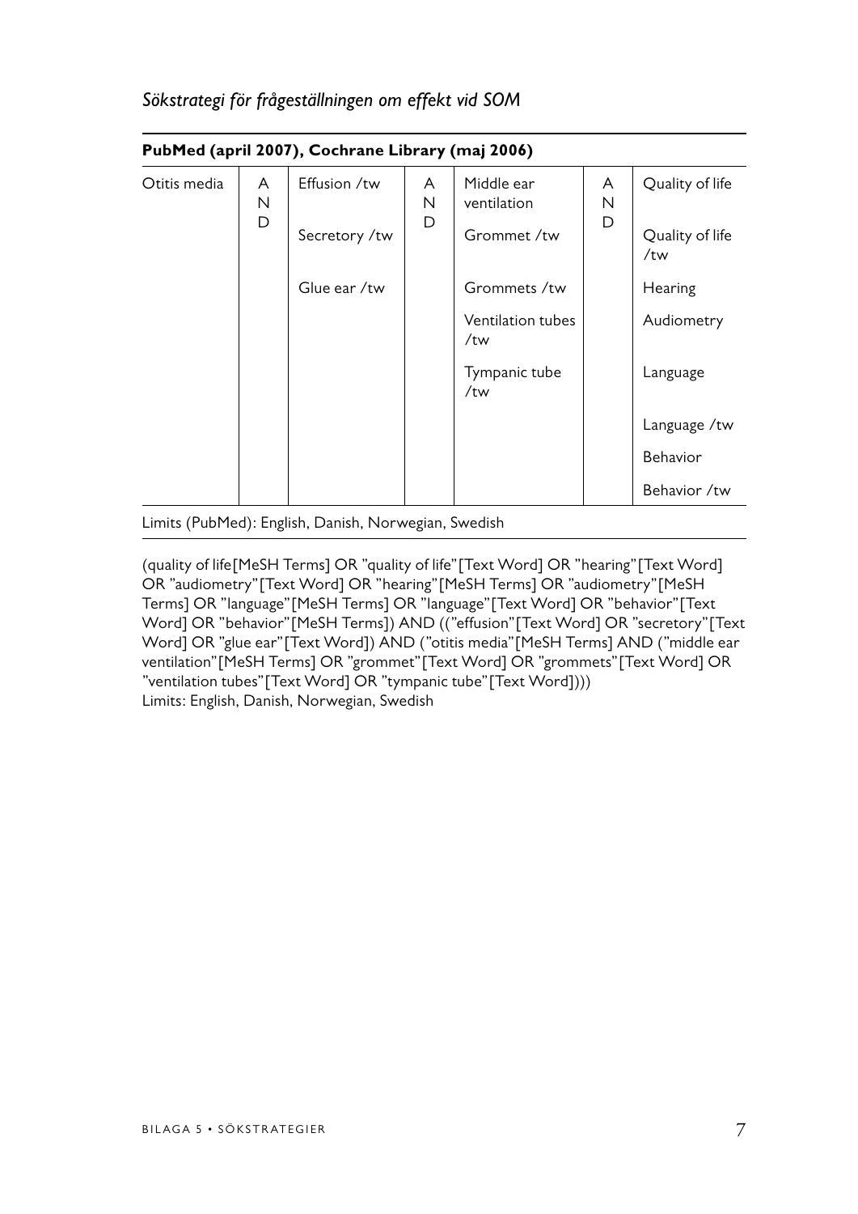*Sökstrategi för frågeställningen om effekt vid SOM*

| **PubMed (april 2007), Cochrane Library (maj 2006)** | | | | | | |
|---|---|---|---|---|---|---|
| Otitis media | AND | Effusion /tw | AND | Middle ear ventilation | AND | Quality of life |
| | | Secretory /tw | | Grommet /tw | | Quality of life /tw |
| | | Glue ear /tw | | Grommets /tw | | Hearing |
| | | | | Ventilation tubes /tw | | Audiometry |
| | | | | Tympanic tube /tw | | Language |
| | | | | | | Language /tw |
| | | | | | | Behavior |
| | | | | | | Behavior /tw |

Limits (PubMed): English, Danish, Norwegian, Swedish

(quality of life[MeSH Terms] OR "quality of life"[Text Word] OR "hearing"[Text Word] OR "audiometry"[Text Word] OR "hearing"[MeSH Terms] OR "audiometry"[MeSH Terms] OR "language"[MeSH Terms] OR "language"[Text Word] OR "behavior"[Text Word] OR "behavior"[MeSH Terms]) AND (("effusion"[Text Word] OR "secretory"[Text Word] OR "glue ear"[Text Word]) AND ("otitis media"[MeSH Terms] AND ("middle ear ventilation"[MeSH Terms] OR "grommet"[Text Word] OR "grommets"[Text Word] OR "ventilation tubes"[Text Word] OR "tympanic tube"[Text Word])))
Limits: English, Danish, Norwegian, Swedish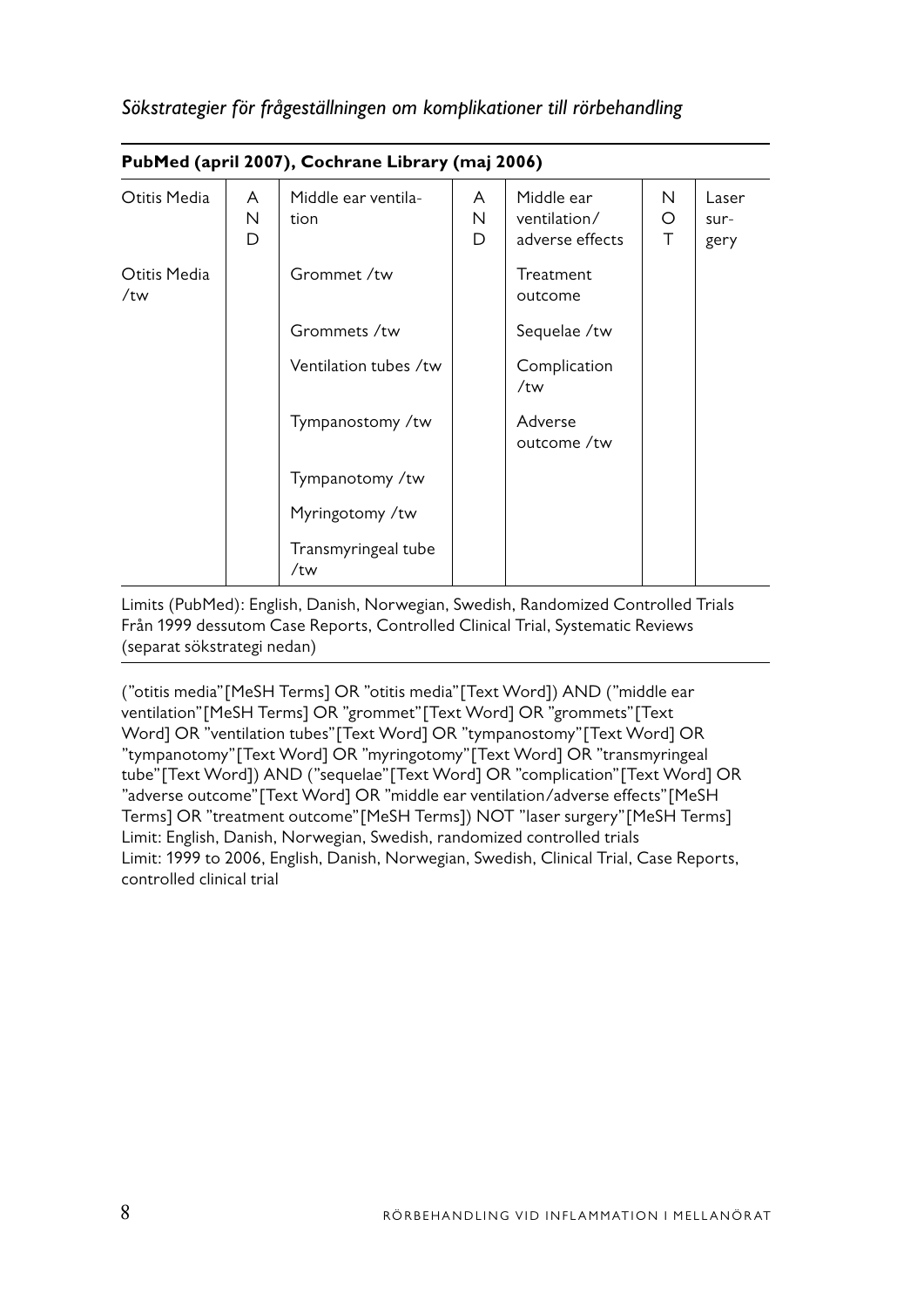*Sökstrategier för frågeställningen om komplikationer till rörbehandling*

| PubMed (april 2007), Cochrane Library (maj 2006) | | | | | | |
|---|---|---|---|---|---|---|
| Otitis Media | AND | Middle ear ventilation | AND | Middle ear ventilation/ adverse effects | NOT | Laser surgery |
| Otitis Media /tw | | Grommet /tw | | Treatment outcome | | |
| | | Grommets /tw | | Sequelae /tw | | |
| | | Ventilation tubes /tw | | Complication /tw | | |
| | | Tympanostomy /tw | | Adverse outcome /tw | | |
| | | Tympanotomy /tw | | | | |
| | | Myringotomy /tw | | | | |
| | | Transmyringeal tube /tw | | | | |

Limits (PubMed): English, Danish, Norwegian, Swedish, Randomized Controlled Trials
Från 1999 dessutom Case Reports, Controlled Clinical Trial, Systematic Reviews (separat sökstrategi nedan)

("otitis media"[MeSH Terms] OR "otitis media"[Text Word]) AND ("middle ear ventilation"[MeSH Terms] OR "grommet"[Text Word] OR "grommets"[Text Word] OR "ventilation tubes"[Text Word] OR "tympanostomy"[Text Word] OR "tympanotomy"[Text Word] OR "myringotomy"[Text Word] OR "transmyringeal tube"[Text Word]) AND ("sequelae"[Text Word] OR "complication"[Text Word] OR "adverse outcome"[Text Word] OR "middle ear ventilation/adverse effects"[MeSH Terms] OR "treatment outcome"[MeSH Terms]) NOT "laser surgery"[MeSH Terms]
Limit: English, Danish, Norwegian, Swedish, randomized controlled trials
Limit: 1999 to 2006, English, Danish, Norwegian, Swedish, Clinical Trial, Case Reports, controlled clinical trial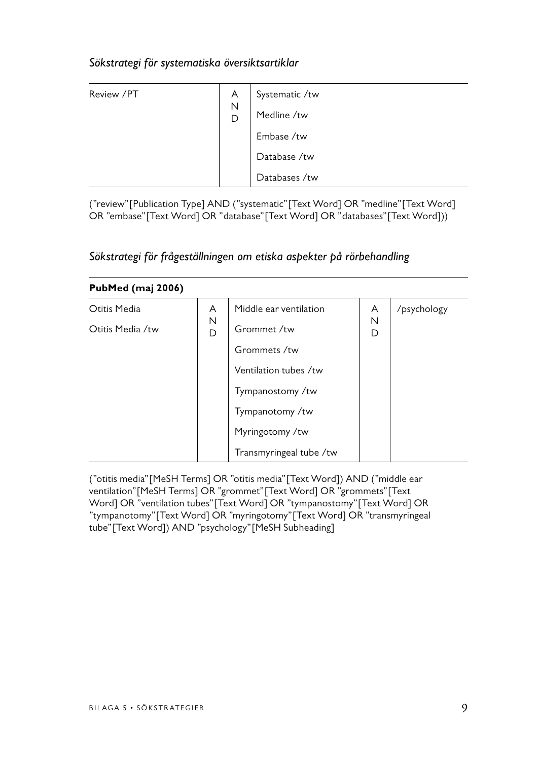*Sökstrategi för systematiska översiktsartiklar*

| Review /PT | AND | Systematic /tw |
|---|---|---|
| | | Medline /tw |
| | | Embase /tw |
| | | Database /tw |
| | | Databases /tw |

(”review”[Publication Type] AND (”systematic”[Text Word] OR ”medline”[Text Word] OR ”embase”[Text Word] OR ”database”[Text Word] OR ”databases”[Text Word]))

*Sökstrategi för frågeställningen om etiska aspekter på rörbehandling*

| **PubMed (maj 2006)** | | | | |
|---|---|---|---|---|
| Otitis Media | AND | Middle ear ventilation | AND | /psychology |
| Otitis Media /tw | | Grommet /tw | | |
| | | Grommets /tw | | |
| | | Ventilation tubes /tw | | |
| | | Tympanostomy /tw | | |
| | | Tympanotomy /tw | | |
| | | Myringotomy /tw | | |
| | | Transmyringeal tube /tw | | |

(”otitis media”[MeSH Terms] OR ”otitis media”[Text Word]) AND (”middle ear ventilation”[MeSH Terms] OR ”grommet”[Text Word] OR ”grommets”[Text Word] OR ”ventilation tubes”[Text Word] OR ”tympanostomy”[Text Word] OR ”tympanotomy”[Text Word] OR ”myringotomy”[Text Word] OR ”transmyringeal tube”[Text Word]) AND ”psychology”[MeSH Subheading]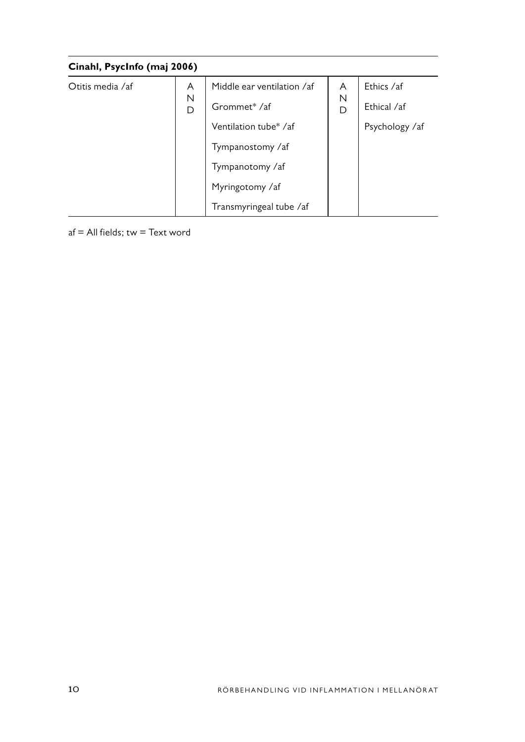**Cinahl, PsycInfo (maj 2006)**

| | | | | |
|---|---|---|---|---|
| Otitis media /af | AND | Middle ear ventilation /af | AND | Ethics /af |
| | | Grommet* /af | | Ethical /af |
| | | Ventilation tube* /af | | Psychology /af |
| | | Tympanostomy /af | | |
| | | Tympanotomy /af | | |
| | | Myringotomy /af | | |
| | | Transmyringeal tube /af | | |

af = All fields; tw = Text word